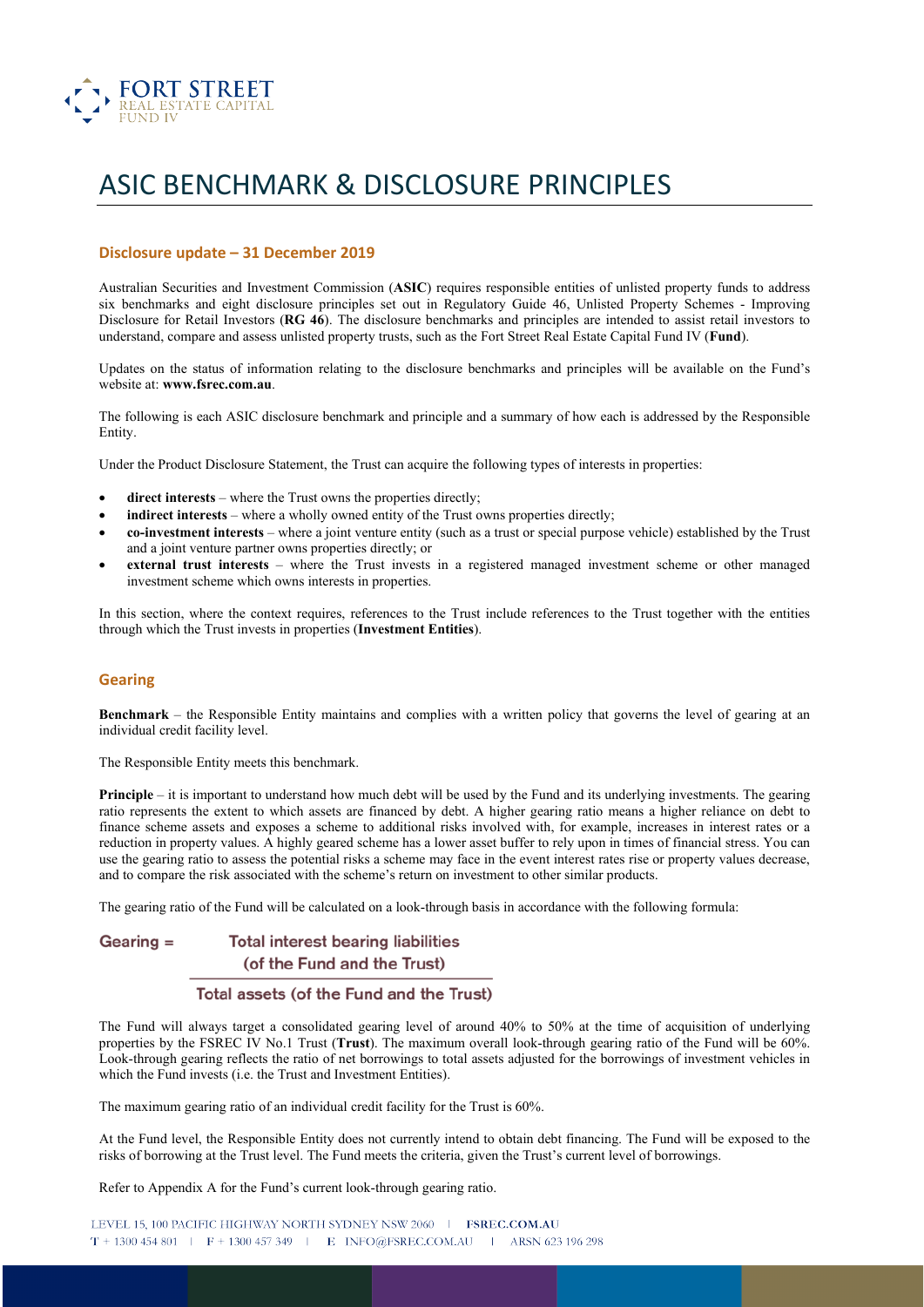FORT STREET
REAL ESTATE CAPITAL
FUND IV

# ASIC BENCHMARK & DISCLOSURE PRINCIPLES

## Disclosure update – 31 December 2019

Australian Securities and Investment Commission (**ASIC**) requires responsible entities of unlisted property funds to address six benchmarks and eight disclosure principles set out in Regulatory Guide 46, Unlisted Property Schemes - Improving Disclosure for Retail Investors (**RG 46**). The disclosure benchmarks and principles are intended to assist retail investors to understand, compare and assess unlisted property trusts, such as the Fort Street Real Estate Capital Fund IV (**Fund**).

Updates on the status of information relating to the disclosure benchmarks and principles will be available on the Fund's website at: **www.fsrec.com.au**.

The following is each ASIC disclosure benchmark and principle and a summary of how each is addressed by the Responsible Entity.

Under the Product Disclosure Statement, the Trust can acquire the following types of interests in properties:

- **direct interests** – where the Trust owns the properties directly;
- **indirect interests** – where a wholly owned entity of the Trust owns properties directly;
- **co-investment interests** – where a joint venture entity (such as a trust or special purpose vehicle) established by the Trust and a joint venture partner owns properties directly; or
- **external trust interests** – where the Trust invests in a registered managed investment scheme or other managed investment scheme which owns interests in properties.

In this section, where the context requires, references to the Trust include references to the Trust together with the entities through which the Trust invests in properties (**Investment Entities**).

## Gearing

**Benchmark** – the Responsible Entity maintains and complies with a written policy that governs the level of gearing at an individual credit facility level.

The Responsible Entity meets this benchmark.

**Principle** – it is important to understand how much debt will be used by the Fund and its underlying investments. The gearing ratio represents the extent to which assets are financed by debt. A higher gearing ratio means a higher reliance on debt to finance scheme assets and exposes a scheme to additional risks involved with, for example, increases in interest rates or a reduction in property values. A highly geared scheme has a lower asset buffer to rely upon in times of financial stress. You can use the gearing ratio to assess the potential risks a scheme may face in the event interest rates rise or property values decrease, and to compare the risk associated with the scheme's return on investment to other similar products.

The gearing ratio of the Fund will be calculated on a look-through basis in accordance with the following formula:

$$\text{Gearing} = \frac{\text{Total interest bearing liabilities (of the Fund and the Trust)}}{\text{Total assets (of the Fund and the Trust)}}$$

The Fund will always target a consolidated gearing level of around 40% to 50% at the time of acquisition of underlying properties by the FSREC IV No.1 Trust (**Trust**). The maximum overall look-through gearing ratio of the Fund will be 60%. Look-through gearing reflects the ratio of net borrowings to total assets adjusted for the borrowings of investment vehicles in which the Fund invests (i.e. the Trust and Investment Entities).

The maximum gearing ratio of an individual credit facility for the Trust is 60%.

At the Fund level, the Responsible Entity does not currently intend to obtain debt financing. The Fund will be exposed to the risks of borrowing at the Trust level. The Fund meets the criteria, given the Trust's current level of borrowings.

Refer to Appendix A for the Fund's current look-through gearing ratio.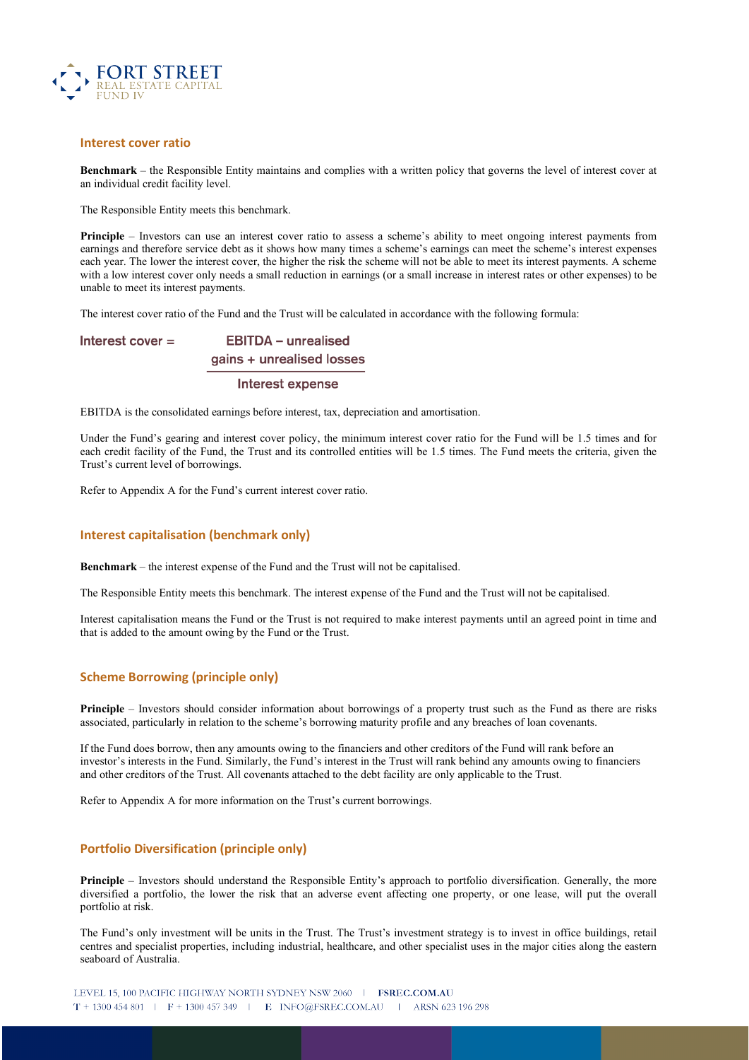## Interest cover ratio

**Benchmark** – the Responsible Entity maintains and complies with a written policy that governs the level of interest cover at an individual credit facility level.

The Responsible Entity meets this benchmark.

**Principle** – Investors can use an interest cover ratio to assess a scheme's ability to meet ongoing interest payments from earnings and therefore service debt as it shows how many times a scheme's earnings can meet the scheme's interest expenses each year. The lower the interest cover, the higher the risk the scheme will not be able to meet its interest payments. A scheme with a low interest cover only needs a small reduction in earnings (or a small increase in interest rates or other expenses) to be unable to meet its interest payments.

The interest cover ratio of the Fund and the Trust will be calculated in accordance with the following formula:

$$\text{Interest cover} = \frac{\text{EBITDA} - \text{unrealised gains} + \text{unrealised losses}}{\text{Interest expense}}$$

EBITDA is the consolidated earnings before interest, tax, depreciation and amortisation.

Under the Fund's gearing and interest cover policy, the minimum interest cover ratio for the Fund will be 1.5 times and for each credit facility of the Fund, the Trust and its controlled entities will be 1.5 times. The Fund meets the criteria, given the Trust's current level of borrowings.

Refer to Appendix A for the Fund's current interest cover ratio.

## Interest capitalisation (benchmark only)

**Benchmark** – the interest expense of the Fund and the Trust will not be capitalised.

The Responsible Entity meets this benchmark. The interest expense of the Fund and the Trust will not be capitalised.

Interest capitalisation means the Fund or the Trust is not required to make interest payments until an agreed point in time and that is added to the amount owing by the Fund or the Trust.

## Scheme Borrowing (principle only)

**Principle** – Investors should consider information about borrowings of a property trust such as the Fund as there are risks associated, particularly in relation to the scheme's borrowing maturity profile and any breaches of loan covenants.

If the Fund does borrow, then any amounts owing to the financiers and other creditors of the Fund will rank before an investor's interests in the Fund. Similarly, the Fund's interest in the Trust will rank behind any amounts owing to financiers and other creditors of the Trust. All covenants attached to the debt facility are only applicable to the Trust.

Refer to Appendix A for more information on the Trust's current borrowings.

## Portfolio Diversification (principle only)

**Principle** – Investors should understand the Responsible Entity's approach to portfolio diversification. Generally, the more diversified a portfolio, the lower the risk that an adverse event affecting one property, or one lease, will put the overall portfolio at risk.

The Fund's only investment will be units in the Trust. The Trust's investment strategy is to invest in office buildings, retail centres and specialist properties, including industrial, healthcare, and other specialist uses in the major cities along the eastern seaboard of Australia.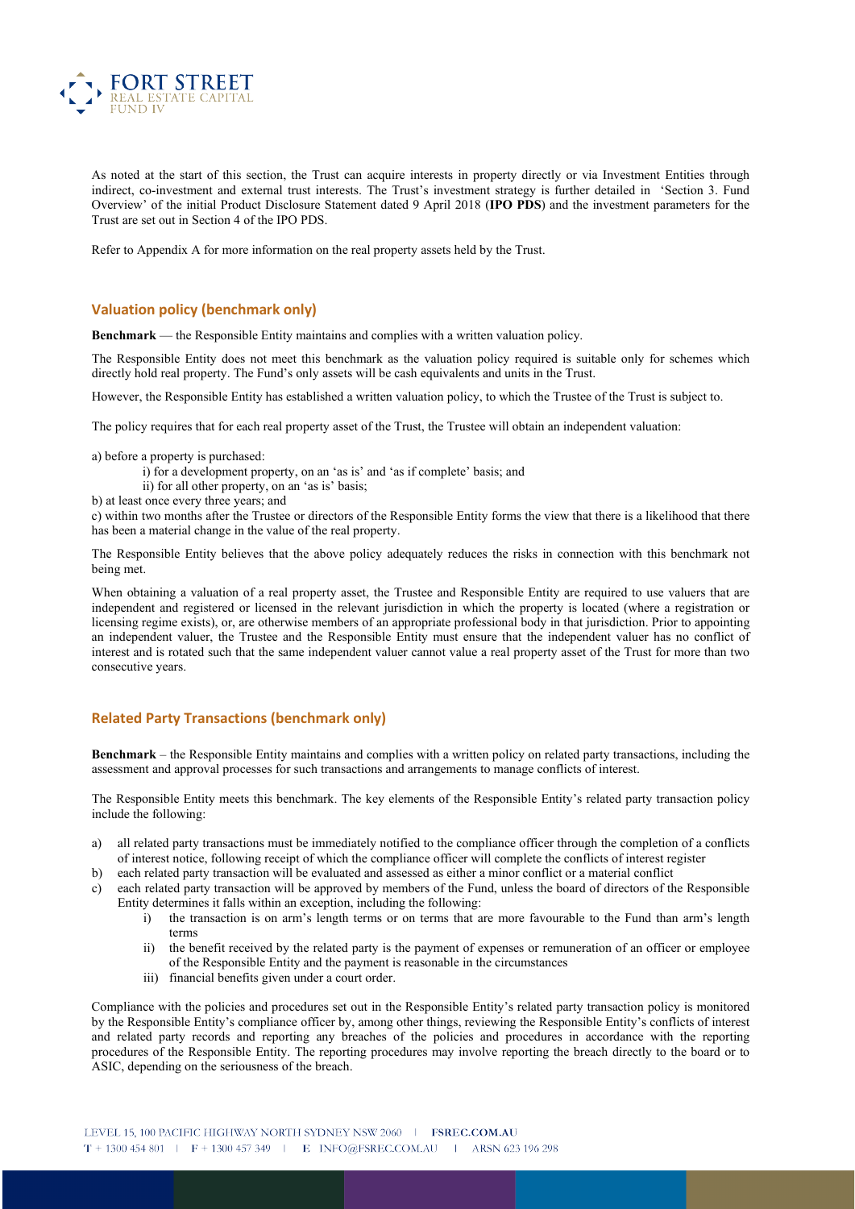As noted at the start of this section, the Trust can acquire interests in property directly or via Investment Entities through indirect, co-investment and external trust interests. The Trust's investment strategy is further detailed in 'Section 3. Fund Overview' of the initial Product Disclosure Statement dated 9 April 2018 (**IPO PDS**) and the investment parameters for the Trust are set out in Section 4 of the IPO PDS.

Refer to Appendix A for more information on the real property assets held by the Trust.

## Valuation policy (benchmark only)

**Benchmark** — the Responsible Entity maintains and complies with a written valuation policy.

The Responsible Entity does not meet this benchmark as the valuation policy required is suitable only for schemes which directly hold real property. The Fund's only assets will be cash equivalents and units in the Trust.

However, the Responsible Entity has established a written valuation policy, to which the Trustee of the Trust is subject to.

The policy requires that for each real property asset of the Trust, the Trustee will obtain an independent valuation:

a) before a property is purchased:
   - i) for a development property, on an 'as is' and 'as if complete' basis; and
   - ii) for all other property, on an 'as is' basis;

b) at least once every three years; and

c) within two months after the Trustee or directors of the Responsible Entity forms the view that there is a likelihood that there has been a material change in the value of the real property.

The Responsible Entity believes that the above policy adequately reduces the risks in connection with this benchmark not being met.

When obtaining a valuation of a real property asset, the Trustee and Responsible Entity are required to use valuers that are independent and registered or licensed in the relevant jurisdiction in which the property is located (where a registration or licensing regime exists), or, are otherwise members of an appropriate professional body in that jurisdiction. Prior to appointing an independent valuer, the Trustee and the Responsible Entity must ensure that the independent valuer has no conflict of interest and is rotated such that the same independent valuer cannot value a real property asset of the Trust for more than two consecutive years.

## Related Party Transactions (benchmark only)

**Benchmark** – the Responsible Entity maintains and complies with a written policy on related party transactions, including the assessment and approval processes for such transactions and arrangements to manage conflicts of interest.

The Responsible Entity meets this benchmark. The key elements of the Responsible Entity's related party transaction policy include the following:

a) all related party transactions must be immediately notified to the compliance officer through the completion of a conflicts of interest notice, following receipt of which the compliance officer will complete the conflicts of interest register

b) each related party transaction will be evaluated and assessed as either a minor conflict or a material conflict

c) each related party transaction will be approved by members of the Fund, unless the board of directors of the Responsible Entity determines it falls within an exception, including the following:
   - i) the transaction is on arm's length terms or on terms that are more favourable to the Fund than arm's length terms
   - ii) the benefit received by the related party is the payment of expenses or remuneration of an officer or employee of the Responsible Entity and the payment is reasonable in the circumstances
   - iii) financial benefits given under a court order.

Compliance with the policies and procedures set out in the Responsible Entity's related party transaction policy is monitored by the Responsible Entity's compliance officer by, among other things, reviewing the Responsible Entity's conflicts of interest and related party records and reporting any breaches of the policies and procedures in accordance with the reporting procedures of the Responsible Entity. The reporting procedures may involve reporting the breach directly to the board or to ASIC, depending on the seriousness of the breach.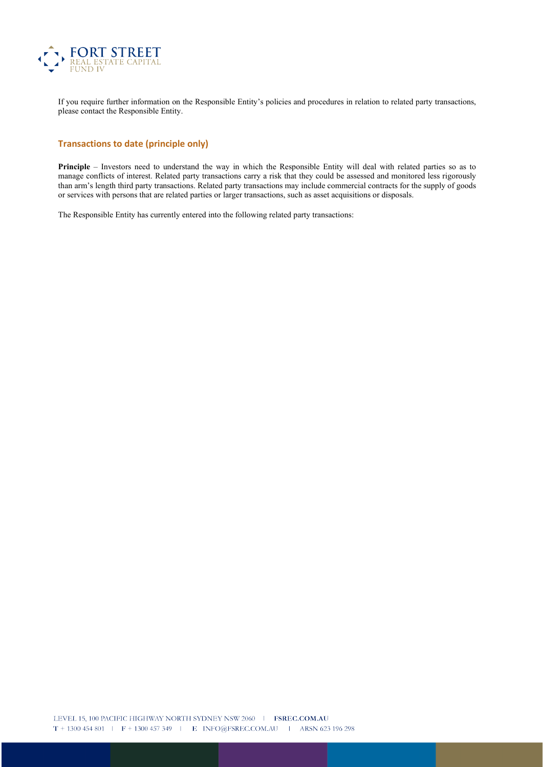If you require further information on the Responsible Entity's policies and procedures in relation to related party transactions, please contact the Responsible Entity.

## Transactions to date (principle only)

**Principle** – Investors need to understand the way in which the Responsible Entity will deal with related parties so as to manage conflicts of interest. Related party transactions carry a risk that they could be assessed and monitored less rigorously than arm's length third party transactions. Related party transactions may include commercial contracts for the supply of goods or services with persons that are related parties or larger transactions, such as asset acquisitions or disposals.

The Responsible Entity has currently entered into the following related party transactions: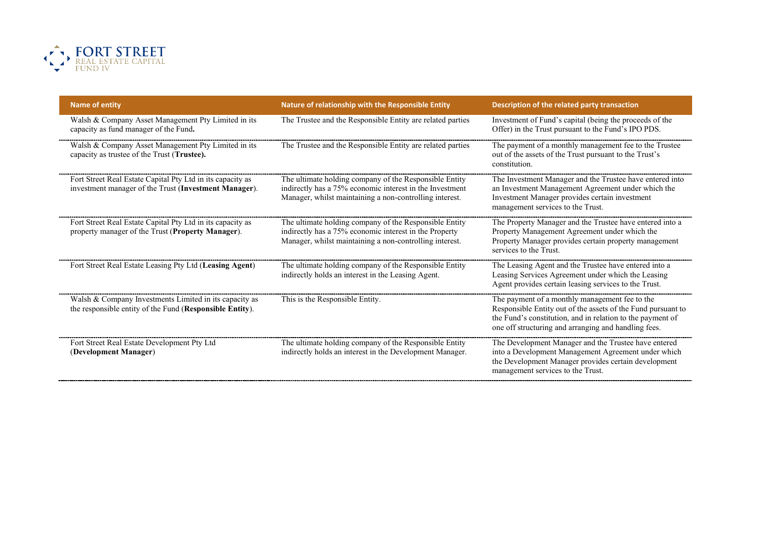| Name of entity | Nature of relationship with the Responsible Entity | Description of the related party transaction |
|---|---|---|
| Walsh & Company Asset Management Pty Limited in its capacity as fund manager of the Fund**.** | The Trustee and the Responsible Entity are related parties | Investment of Fund's capital (being the proceeds of the Offer) in the Trust pursuant to the Fund's IPO PDS. |
| Walsh & Company Asset Management Pty Limited in its capacity as trustee of the Trust (**Trustee).** | The Trustee and the Responsible Entity are related parties | The payment of a monthly management fee to the Trustee out of the assets of the Trust pursuant to the Trust's constitution. |
| Fort Street Real Estate Capital Pty Ltd in its capacity as investment manager of the Trust (**Investment Manager**). | The ultimate holding company of the Responsible Entity indirectly has a 75% economic interest in the Investment Manager, whilst maintaining a non-controlling interest. | The Investment Manager and the Trustee have entered into an Investment Management Agreement under which the Investment Manager provides certain investment management services to the Trust. |
| Fort Street Real Estate Capital Pty Ltd in its capacity as property manager of the Trust (**Property Manager**). | The ultimate holding company of the Responsible Entity indirectly has a 75% economic interest in the Property Manager, whilst maintaining a non-controlling interest. | The Property Manager and the Trustee have entered into a Property Management Agreement under which the Property Manager provides certain property management services to the Trust. |
| Fort Street Real Estate Leasing Pty Ltd (**Leasing Agent**) | The ultimate holding company of the Responsible Entity indirectly holds an interest in the Leasing Agent. | The Leasing Agent and the Trustee have entered into a Leasing Services Agreement under which the Leasing Agent provides certain leasing services to the Trust. |
| Walsh & Company Investments Limited in its capacity as the responsible entity of the Fund (**Responsible Entity**). | This is the Responsible Entity. | The payment of a monthly management fee to the Responsible Entity out of the assets of the Fund pursuant to the Fund's constitution, and in relation to the payment of one off structuring and arranging and handling fees. |
| Fort Street Real Estate Development Pty Ltd (**Development Manager**) | The ultimate holding company of the Responsible Entity indirectly holds an interest in the Development Manager. | The Development Manager and the Trustee have entered into a Development Management Agreement under which the Development Manager provides certain development management services to the Trust. |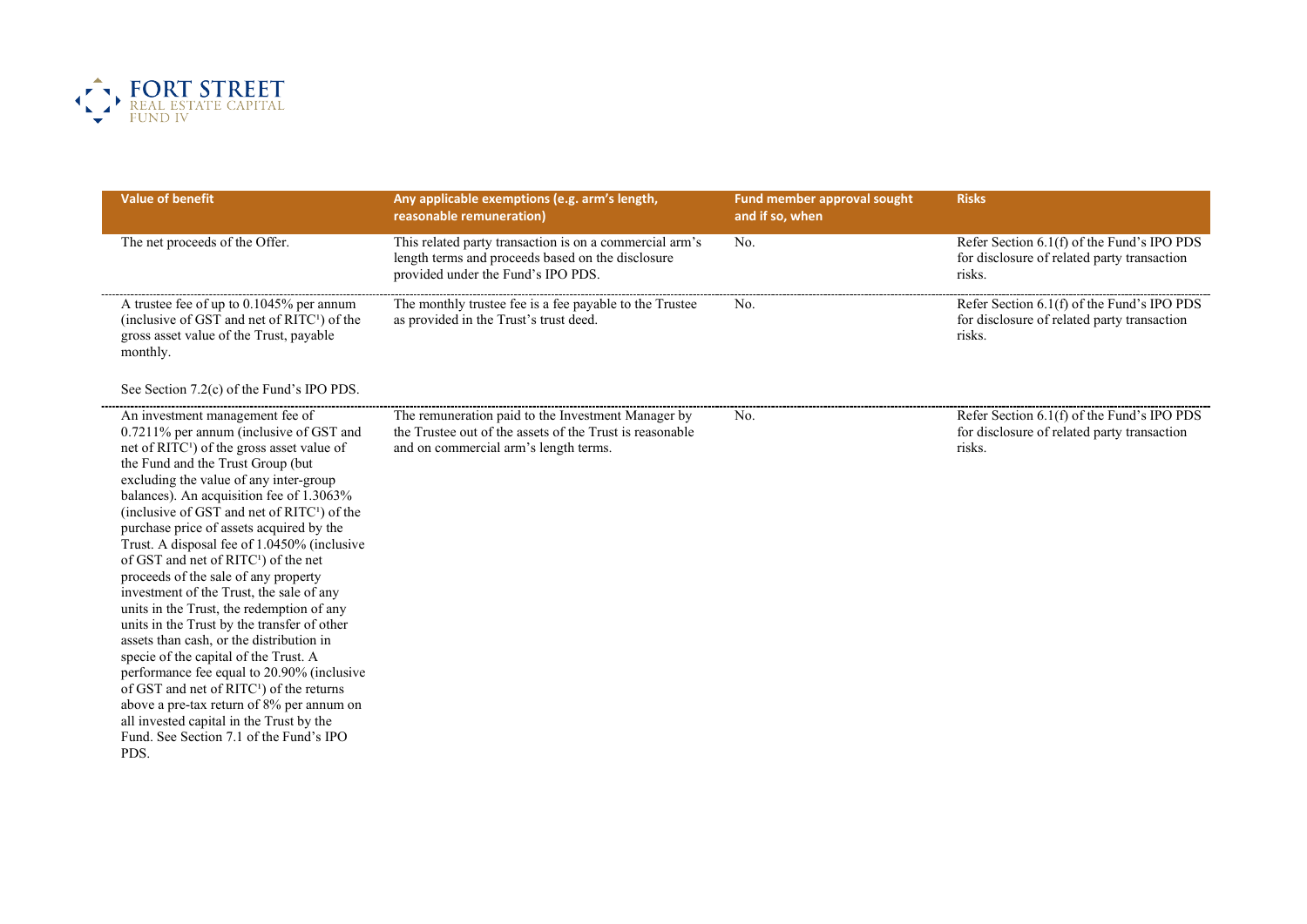| Value of benefit | Any applicable exemptions (e.g. arm's length, reasonable remuneration) | Fund member approval sought and if so, when | Risks |
|---|---|---|---|
| The net proceeds of the Offer. | This related party transaction is on a commercial arm's length terms and proceeds based on the disclosure provided under the Fund's IPO PDS. | No. | Refer Section 6.1(f) of the Fund's IPO PDS for disclosure of related party transaction risks. |
| A trustee fee of up to 0.1045% per annum (inclusive of GST and net of RITC[1]) of the gross asset value of the Trust, payable monthly.<br><br>See Section 7.2(c) of the Fund's IPO PDS. | The monthly trustee fee is a fee payable to the Trustee as provided in the Trust's trust deed. | No. | Refer Section 6.1(f) of the Fund's IPO PDS for disclosure of related party transaction risks. |
| An investment management fee of 0.7211% per annum (inclusive of GST and net of RITC[1]) of the gross asset value of the Fund and the Trust Group (but excluding the value of any inter-group balances). An acquisition fee of 1.3063% (inclusive of GST and net of RITC[1]) of the purchase price of assets acquired by the Trust. A disposal fee of 1.0450% (inclusive of GST and net of RITC[1]) of the net proceeds of the sale of any property investment of the Trust, the sale of any units in the Trust, the redemption of any units in the Trust by the transfer of other assets than cash, or the distribution in specie of the capital of the Trust. A performance fee equal to 20.90% (inclusive of GST and net of RITC[1]) of the returns above a pre-tax return of 8% per annum on all invested capital in the Trust by the Fund. See Section 7.1 of the Fund's IPO PDS. | The remuneration paid to the Investment Manager by the Trustee out of the assets of the Trust is reasonable and on commercial arm's length terms. | No. | Refer Section 6.1(f) of the Fund's IPO PDS for disclosure of related party transaction risks. |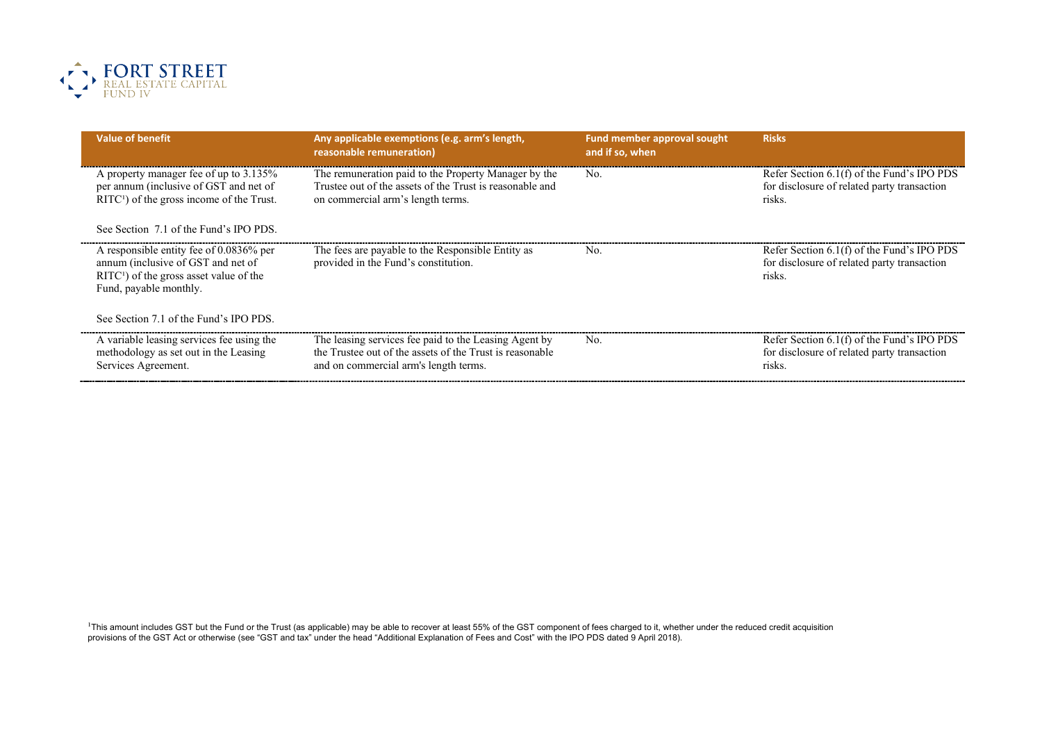| Value of benefit | Any applicable exemptions (e.g. arm's length, reasonable remuneration) | Fund member approval sought and if so, when | Risks |
|---|---|---|---|
| A property manager fee of up to 3.135% per annum (inclusive of GST and net of RITC[1]) of the gross income of the Trust.<br><br>See Section 7.1 of the Fund's IPO PDS. | The remuneration paid to the Property Manager by the Trustee out of the assets of the Trust is reasonable and on commercial arm's length terms. | No. | Refer Section 6.1(f) of the Fund's IPO PDS for disclosure of related party transaction risks. |
| A responsible entity fee of 0.0836% per annum (inclusive of GST and net of RITC[1]) of the gross asset value of the Fund, payable monthly.<br><br>See Section 7.1 of the Fund's IPO PDS. | The fees are payable to the Responsible Entity as provided in the Fund's constitution. | No. | Refer Section 6.1(f) of the Fund's IPO PDS for disclosure of related party transaction risks. |
| A variable leasing services fee using the methodology as set out in the Leasing Services Agreement. | The leasing services fee paid to the Leasing Agent by the Trustee out of the assets of the Trust is reasonable and on commercial arm's length terms. | No. | Refer Section 6.1(f) of the Fund's IPO PDS for disclosure of related party transaction risks. |

[1]This amount includes GST but the Fund or the Trust (as applicable) may be able to recover at least 55% of the GST component of fees charged to it, whether under the reduced credit acquisition provisions of the GST Act or otherwise (see "GST and tax" under the head "Additional Explanation of Fees and Cost" with the IPO PDS dated 9 April 2018).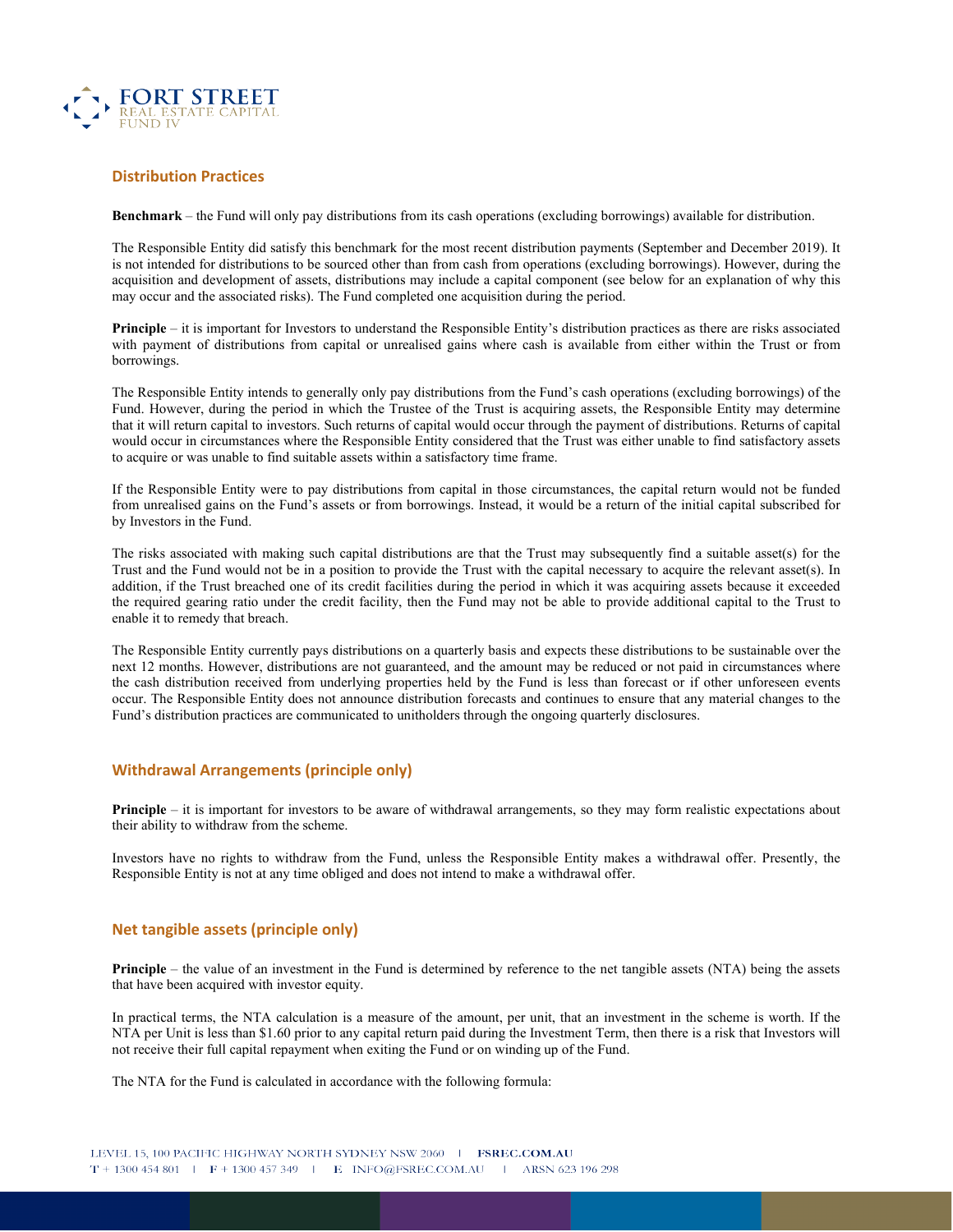## Distribution Practices

**Benchmark** – the Fund will only pay distributions from its cash operations (excluding borrowings) available for distribution.

The Responsible Entity did satisfy this benchmark for the most recent distribution payments (September and December 2019). It is not intended for distributions to be sourced other than from cash from operations (excluding borrowings). However, during the acquisition and development of assets, distributions may include a capital component (see below for an explanation of why this may occur and the associated risks). The Fund completed one acquisition during the period.

**Principle** – it is important for Investors to understand the Responsible Entity's distribution practices as there are risks associated with payment of distributions from capital or unrealised gains where cash is available from either within the Trust or from borrowings.

The Responsible Entity intends to generally only pay distributions from the Fund's cash operations (excluding borrowings) of the Fund. However, during the period in which the Trustee of the Trust is acquiring assets, the Responsible Entity may determine that it will return capital to investors. Such returns of capital would occur through the payment of distributions. Returns of capital would occur in circumstances where the Responsible Entity considered that the Trust was either unable to find satisfactory assets to acquire or was unable to find suitable assets within a satisfactory time frame.

If the Responsible Entity were to pay distributions from capital in those circumstances, the capital return would not be funded from unrealised gains on the Fund's assets or from borrowings. Instead, it would be a return of the initial capital subscribed for by Investors in the Fund.

The risks associated with making such capital distributions are that the Trust may subsequently find a suitable asset(s) for the Trust and the Fund would not be in a position to provide the Trust with the capital necessary to acquire the relevant asset(s). In addition, if the Trust breached one of its credit facilities during the period in which it was acquiring assets because it exceeded the required gearing ratio under the credit facility, then the Fund may not be able to provide additional capital to the Trust to enable it to remedy that breach.

The Responsible Entity currently pays distributions on a quarterly basis and expects these distributions to be sustainable over the next 12 months. However, distributions are not guaranteed, and the amount may be reduced or not paid in circumstances where the cash distribution received from underlying properties held by the Fund is less than forecast or if other unforeseen events occur. The Responsible Entity does not announce distribution forecasts and continues to ensure that any material changes to the Fund's distribution practices are communicated to unitholders through the ongoing quarterly disclosures.

## Withdrawal Arrangements (principle only)

**Principle** – it is important for investors to be aware of withdrawal arrangements, so they may form realistic expectations about their ability to withdraw from the scheme.

Investors have no rights to withdraw from the Fund, unless the Responsible Entity makes a withdrawal offer. Presently, the Responsible Entity is not at any time obliged and does not intend to make a withdrawal offer.

## Net tangible assets (principle only)

**Principle** – the value of an investment in the Fund is determined by reference to the net tangible assets (NTA) being the assets that have been acquired with investor equity.

In practical terms, the NTA calculation is a measure of the amount, per unit, that an investment in the scheme is worth. If the NTA per Unit is less than $1.60 prior to any capital return paid during the Investment Term, then there is a risk that Investors will not receive their full capital repayment when exiting the Fund or on winding up of the Fund.

The NTA for the Fund is calculated in accordance with the following formula: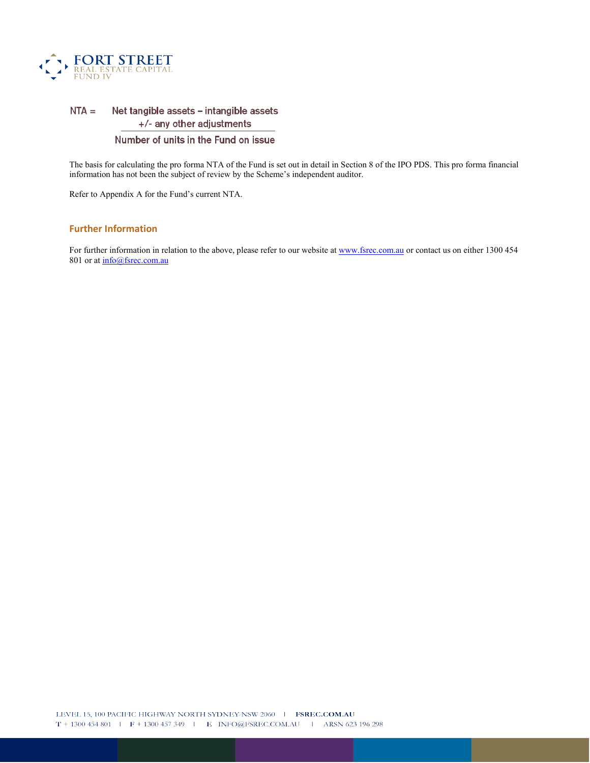$$\text{NTA} = \frac{\text{Net tangible assets} - \text{intangible assets} \pm \text{any other adjustments}}{\text{Number of units in the Fund on issue}}$$

The basis for calculating the pro forma NTA of the Fund is set out in detail in Section 8 of the IPO PDS. This pro forma financial information has not been the subject of review by the Scheme's independent auditor.

Refer to Appendix A for the Fund's current NTA.

## Further Information

For further information in relation to the above, please refer to our website at www.fsrec.com.au or contact us on either 1300 454 801 or at info@fsrec.com.au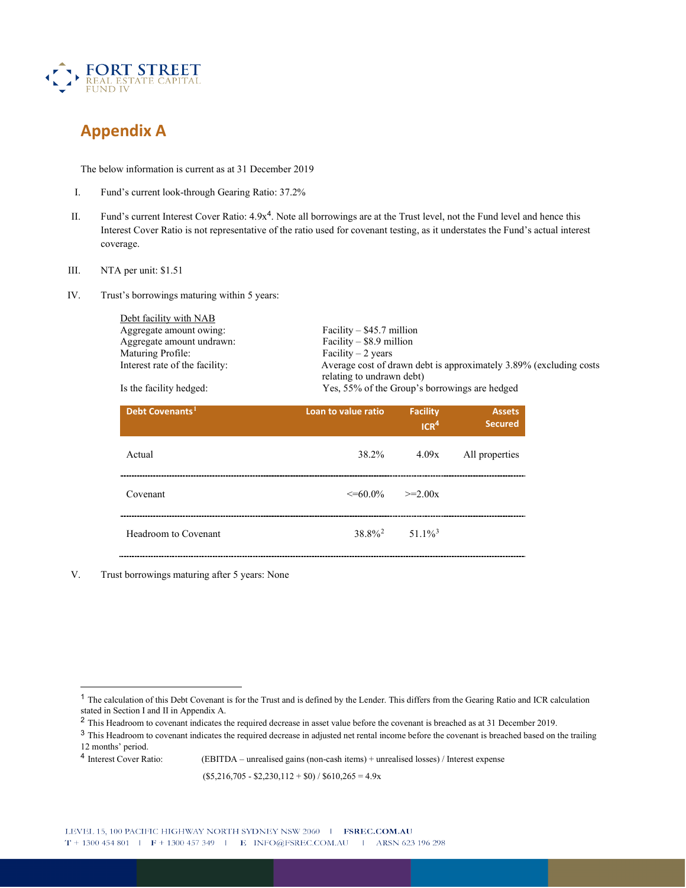## Appendix A

The below information is current as at 31 December 2019

I. Fund's current look-through Gearing Ratio: 37.2%

II. Fund's current Interest Cover Ratio: 4.9x[4]. Note all borrowings are at the Trust level, not the Fund level and hence this Interest Cover Ratio is not representative of the ratio used for covenant testing, as it understates the Fund's actual interest coverage.

III. NTA per unit: $1.51

IV. Trust's borrowings maturing within 5 years:

Debt facility with NAB

| | |
|---|---|
| Aggregate amount owing: | Facility – $45.7 million |
| Aggregate amount undrawn: | Facility – $8.9 million |
| Maturing Profile: | Facility – 2 years |
| Interest rate of the facility: | Average cost of drawn debt is approximately 3.89% (excluding costs relating to undrawn debt) |
| Is the facility hedged: | Yes, 55% of the Group's borrowings are hedged |

| Debt Covenants[1] | Loan to value ratio | Facility ICR[4] | Assets Secured |
|---|---|---|---|
| Actual | 38.2% | 4.09x | All properties |
| Covenant | <=60.0% | >=2.00x | |
| Headroom to Covenant | 38.8%[2] | 51.1%[3] | |

V. Trust borrowings maturing after 5 years: None

---

[1] The calculation of this Debt Covenant is for the Trust and is defined by the Lender. This differs from the Gearing Ratio and ICR calculation stated in Section I and II in Appendix A.

[2] This Headroom to covenant indicates the required decrease in asset value before the covenant is breached as at 31 December 2019.

[3] This Headroom to covenant indicates the required decrease in adjusted net rental income before the covenant is breached based on the trailing 12 months' period.

[4] Interest Cover Ratio: (EBITDA – unrealised gains (non-cash items) + unrealised losses) / Interest expense

($5,216,705 - $2,230,112 + $0) / $610,265 = 4.9x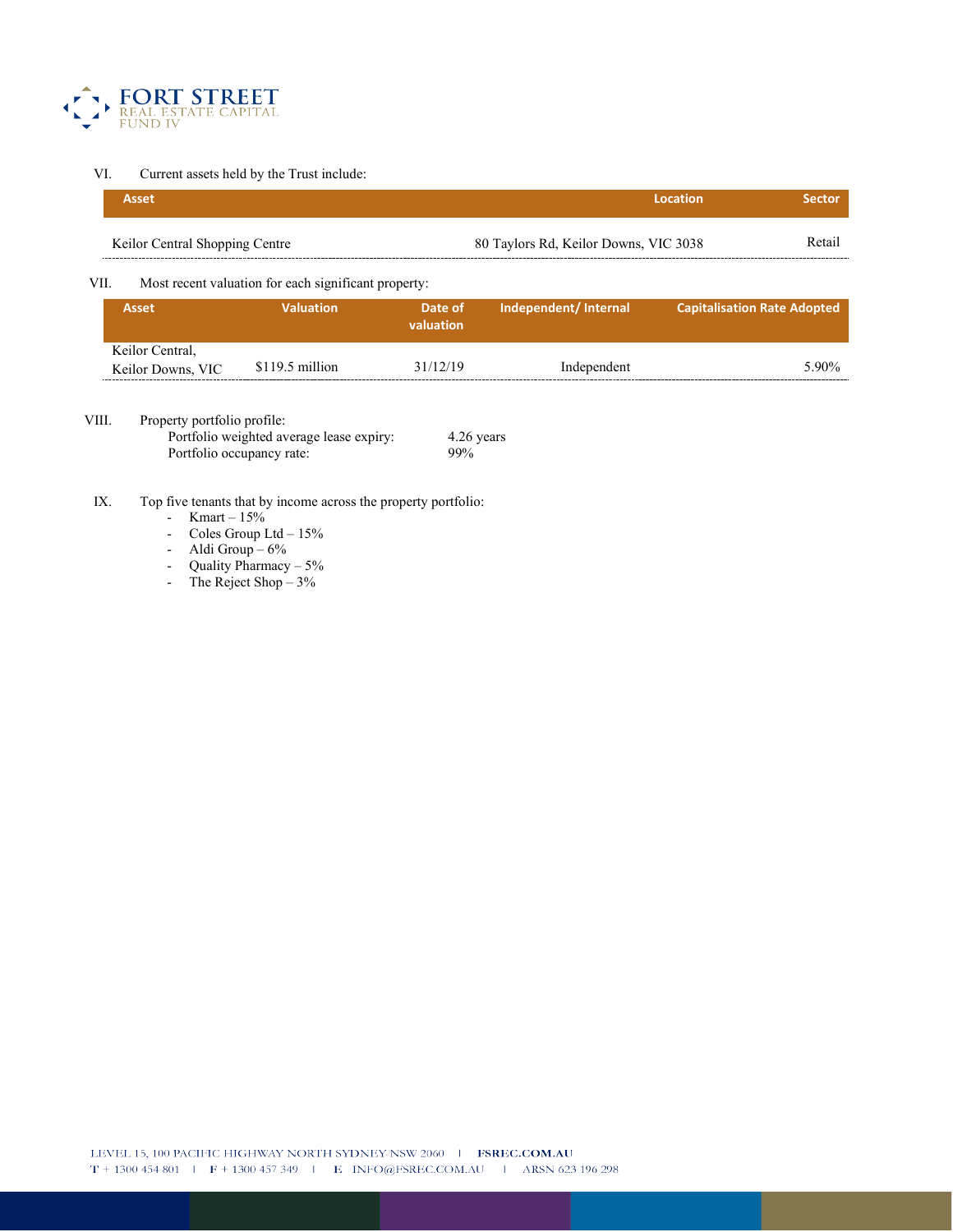VI. Current assets held by the Trust include:

| Asset | Location | Sector |
|---|---|---|
| Keilor Central Shopping Centre | 80 Taylors Rd, Keilor Downs, VIC 3038 | Retail |

VII. Most recent valuation for each significant property:

| Asset | Valuation | Date of valuation | Independent/ Internal | Capitalisation Rate Adopted |
|---|---|---|---|---|
| Keilor Central, Keilor Downs, VIC | $119.5 million | 31/12/19 | Independent | 5.90% |

VIII. Property portfolio profile:

Portfolio weighted average lease expiry: 4.26 years
Portfolio occupancy rate: 99%

IX. Top five tenants that by income across the property portfolio:

- Kmart – 15%
- Coles Group Ltd – 15%
- Aldi Group – 6%
- Quality Pharmacy – 5%
- The Reject Shop – 3%